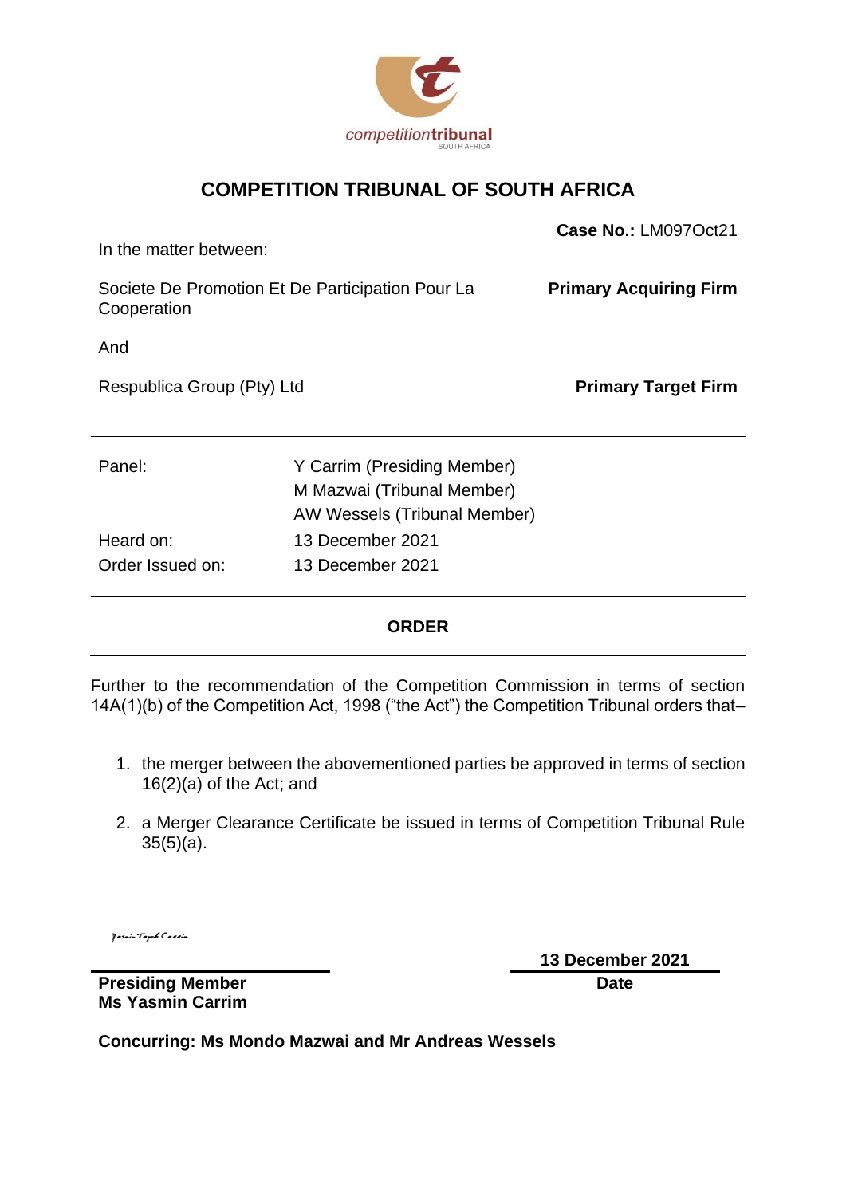# COMPETITION TRIBUNAL OF SOUTH AFRICA

**Case No.:** LM097Oct21

In the matter between:

Societe De Promotion Et De Participation Pour La Cooperation **Primary Acquiring Firm**

And

Respublica Group (Pty) Ltd **Primary Target Firm**

---

| | |
|---|---|
| Panel: | Y Carrim (Presiding Member) |
| | M Mazwai (Tribunal Member) |
| | AW Wessels (Tribunal Member) |
| Heard on: | 13 December 2021 |
| Order Issued on: | 13 December 2021 |

---

## ORDER

---

Further to the recommendation of the Competition Commission in terms of section 14A(1)(b) of the Competition Act, 1998 ("the Act") the Competition Tribunal orders that–

1. the merger between the abovementioned parties be approved in terms of section 16(2)(a) of the Act; and
2. a Merger Clearance Certificate be issued in terms of Competition Tribunal Rule 35(5)(a).

Yasmin Tayob Carrim

**Presiding Member**
**Ms Yasmin Carrim**

**13 December 2021**
**Date**

**Concurring: Ms Mondo Mazwai and Mr Andreas Wessels**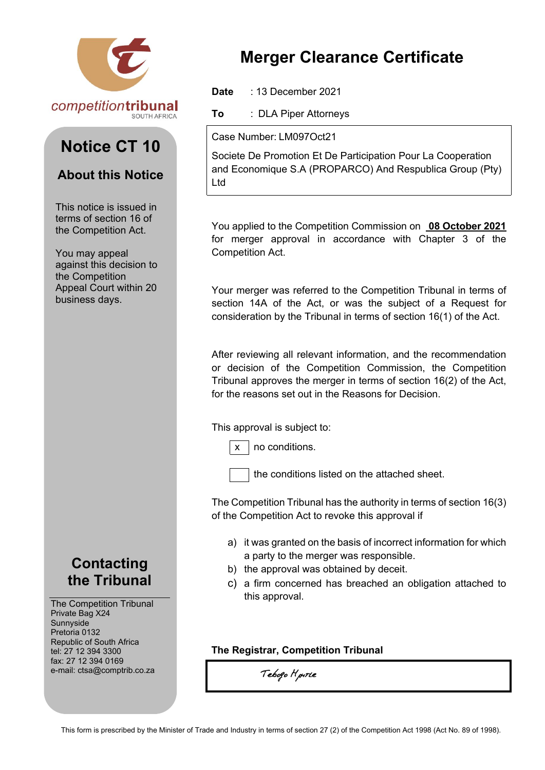competitiontribunal
SOUTH AFRICA

# Merger Clearance Certificate

## Notice CT 10

### About this Notice

This notice is issued in terms of section 16 of the Competition Act.

You may appeal against this decision to the Competition Appeal Court within 20 business days.

**Date** : 13 December 2021

**To** : DLA Piper Attorneys

Case Number: LM097Oct21

Societe De Promotion Et De Participation Pour La Cooperation and Economique S.A (PROPARCO) And Respublica Group (Pty) Ltd

You applied to the Competition Commission on **08 October 2021** for merger approval in accordance with Chapter 3 of the Competition Act.

Your merger was referred to the Competition Tribunal in terms of section 14A of the Act, or was the subject of a Request for consideration by the Tribunal in terms of section 16(1) of the Act.

After reviewing all relevant information, and the recommendation or decision of the Competition Commission, the Competition Tribunal approves the merger in terms of section 16(2) of the Act, for the reasons set out in the Reasons for Decision.

This approval is subject to:

- [x] no conditions.
- [ ] the conditions listed on the attached sheet.

The Competition Tribunal has the authority in terms of section 16(3) of the Competition Act to revoke this approval if

a) it was granted on the basis of incorrect information for which a party to the merger was responsible.
b) the approval was obtained by deceit.
c) a firm concerned has breached an obligation attached to this approval.

**The Registrar, Competition Tribunal**

Tebogo Mputle

### Contacting the Tribunal

The Competition Tribunal
Private Bag X24
Sunnyside
Pretoria 0132
Republic of South Africa
tel: 27 12 394 3300
fax: 27 12 394 0169
e-mail: ctsa@comptrib.co.za

This form is prescribed by the Minister of Trade and Industry in terms of section 27 (2) of the Competition Act 1998 (Act No. 89 of 1998).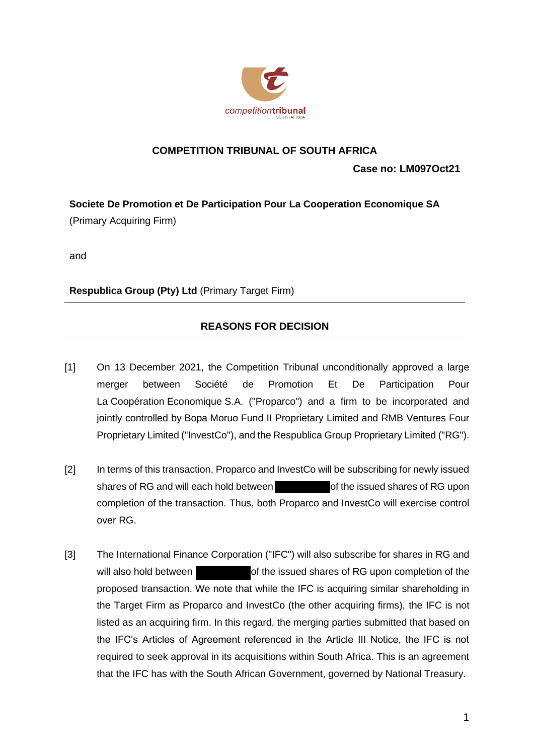## COMPETITION TRIBUNAL OF SOUTH AFRICA

**Case no: LM097Oct21**

**Societe De Promotion et De Participation Pour La Cooperation Economique SA** (Primary Acquiring Firm)

and

**Respublica Group (Pty) Ltd** (Primary Target Firm)

---

## REASONS FOR DECISION

---

[1] On 13 December 2021, the Competition Tribunal unconditionally approved a large merger between Société de Promotion Et De Participation Pour La Coopération Economique S.A. ("Proparco") and a firm to be incorporated and jointly controlled by Bopa Moruo Fund II Proprietary Limited and RMB Ventures Four Proprietary Limited ("InvestCo"), and the Respublica Group Proprietary Limited ("RG").

[2] In terms of this transaction, Proparco and InvestCo will be subscribing for newly issued shares of RG and will each hold between [redacted] of the issued shares of RG upon completion of the transaction. Thus, both Proparco and InvestCo will exercise control over RG.

[3] The International Finance Corporation ("IFC") will also subscribe for shares in RG and will also hold between [redacted] of the issued shares of RG upon completion of the proposed transaction. We note that while the IFC is acquiring similar shareholding in the Target Firm as Proparco and InvestCo (the other acquiring firms), the IFC is not listed as an acquiring firm. In this regard, the merging parties submitted that based on the IFC's Articles of Agreement referenced in the Article III Notice, the IFC is not required to seek approval in its acquisitions within South Africa. This is an agreement that the IFC has with the South African Government, governed by National Treasury.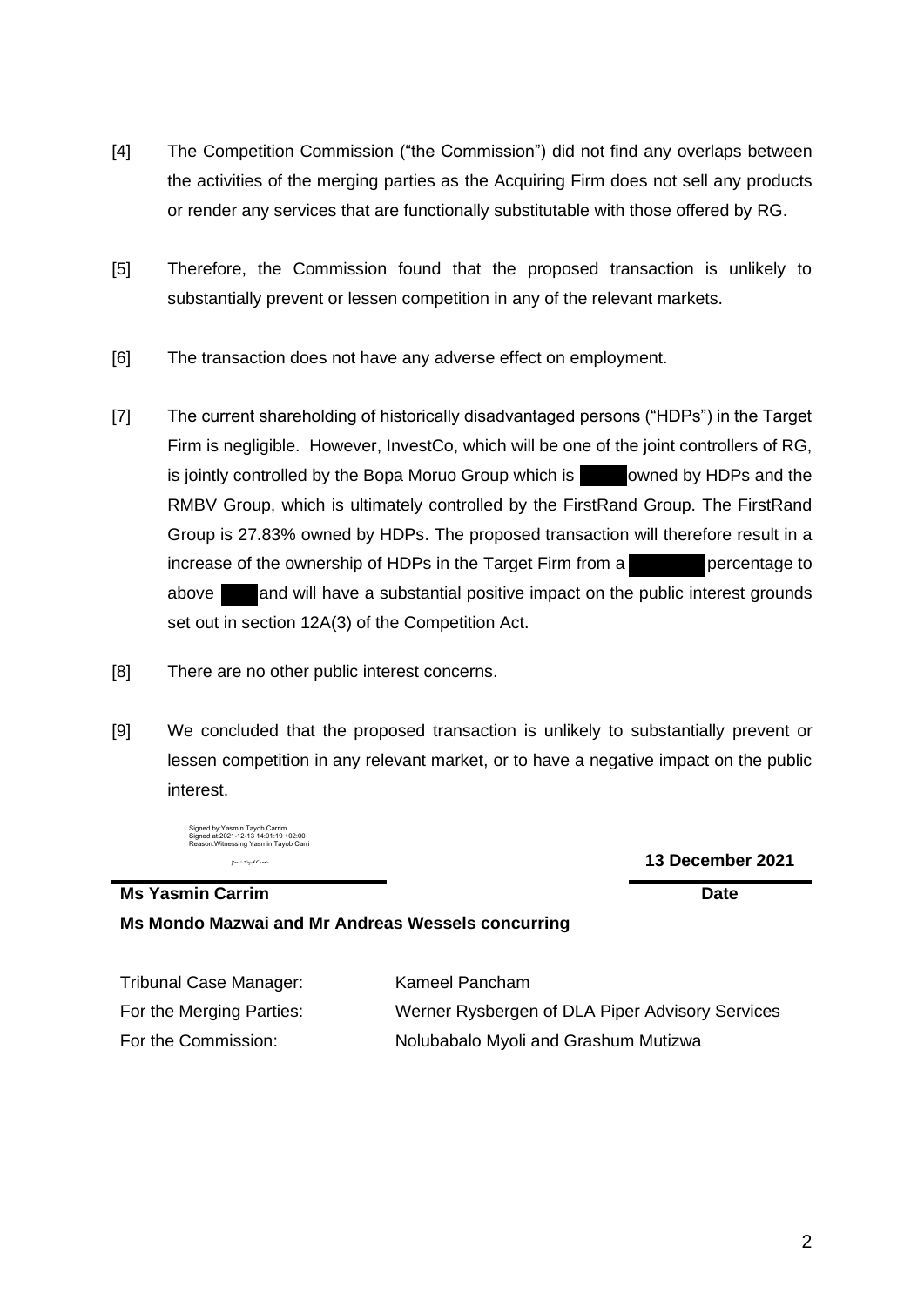[4] The Competition Commission ("the Commission") did not find any overlaps between the activities of the merging parties as the Acquiring Firm does not sell any products or render any services that are functionally substitutable with those offered by RG.

[5] Therefore, the Commission found that the proposed transaction is unlikely to substantially prevent or lessen competition in any of the relevant markets.

[6] The transaction does not have any adverse effect on employment.

[7] The current shareholding of historically disadvantaged persons ("HDPs") in the Target Firm is negligible. However, InvestCo, which will be one of the joint controllers of RG, is jointly controlled by the Bopa Moruo Group which is [REDACTED] owned by HDPs and the RMBV Group, which is ultimately controlled by the FirstRand Group. The FirstRand Group is 27.83% owned by HDPs. The proposed transaction will therefore result in a increase of the ownership of HDPs in the Target Firm from a [REDACTED] percentage to above [REDACTED] and will have a substantial positive impact on the public interest grounds set out in section 12A(3) of the Competition Act.

[8] There are no other public interest concerns.

[9] We concluded that the proposed transaction is unlikely to substantially prevent or lessen competition in any relevant market, or to have a negative impact on the public interest.

Signed by:Yasmin Tayob Carrim
Signed at:2021-12-13 14:01:19 +02:00
Reason:Witnessing Yasmin Tayob Carri

Yasmin Tayob Carrim

**13 December 2021**

**Ms Yasmin Carrim** **Date**

**Ms Mondo Mazwai and Mr Andreas Wessels concurring**

| | |
|---|---|
| Tribunal Case Manager: | Kameel Pancham |
| For the Merging Parties: | Werner Rysbergen of DLA Piper Advisory Services |
| For the Commission: | Nolubabalo Myoli and Grashum Mutizwa |